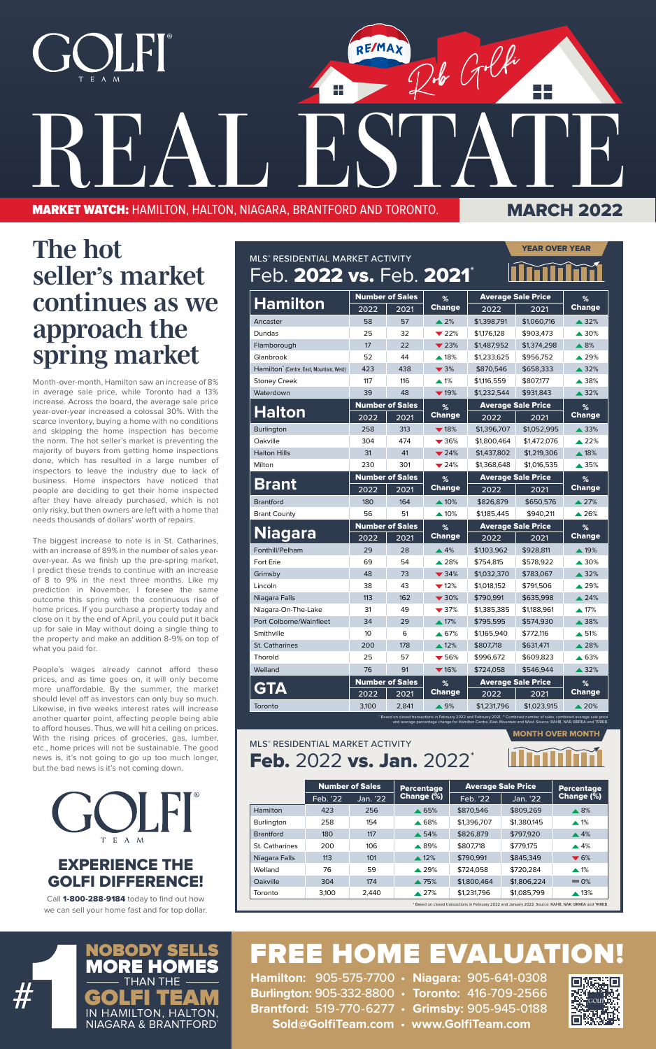# GOLFI TEAM

RE/MAX Rob Golfi

# REAL ESTATE

**MARKET WATCH:** HAMILTON, HALTON, NIAGARA, BRANTFORD AND TORONTO. **MARCH 2022**

## The hot seller's market continues as we approach the spring market

Month-over-month, Hamilton saw an increase of 8% in average sale price, while Toronto had a 13% increase. Across the board, the average sale price year-over-year increased a colossal 30%. With the scarce inventory, buying a home with no conditions and skipping the home inspection has become the norm. The hot seller's market is preventing the majority of buyers from getting home inspections done, which has resulted in a large number of inspectors to leave the industry due to lack of business. Home inspectors have noticed that people are deciding to get their home inspected after they have already purchased, which is not only risky, but then owners are left with a home that needs thousands of dollars' worth of repairs.

The biggest increase to note is in St. Catharines, with an increase of 89% in the number of sales year-over-year. As we finish up the pre-spring market, I predict these trends to continue with an increase of 8 to 9% in the next three months. Like my prediction in November, I foresee the same outcome this spring with the continuous rise of home prices. If you purchase a property today and close on it by the end of April, you could put it back up for sale in May without doing a single thing to the property and make an addition 8-9% on top of what you paid for.

People's wages already cannot afford these prices, and as time goes on, it will only become more unaffordable. By the summer, the market should level off as investors can only buy so much. Likewise, in five weeks interest rates will increase another quarter point, affecting people being able to afford houses. Thus, we will hit a ceiling on prices. With the rising prices of groceries, gas, lumber, etc., home prices will not be sustainable. The good news is, it's not going to go up too much longer, but the bad news is it's not coming down.

## MLS® RESIDENTIAL MARKET ACTIVITY
### Feb. 2022 vs. Feb. 2021*

YEAR OVER YEAR

| Hamilton | Number of Sales 2022 | Number of Sales 2021 | % Change | Average Sale Price 2022 | Average Sale Price 2021 | % Change |
|---|---|---|---|---|---|---|
| Ancaster | 58 | 57 | ▲2% | $1,398,791 | $1,060,716 | ▲32% |
| Dundas | 25 | 32 | ▼22% | $1,176,128 | $903,473 | ▲30% |
| Flamborough | 17 | 22 | ▼23% | $1,487,952 | $1,374,298 | ▲8% |
| Glanbrook | 52 | 44 | ▲18% | $1,233,625 | $956,752 | ▲29% |
| Hamilton** (Centre, East, Mountain, West) | 423 | 438 | ▼3% | $870,546 | $658,333 | ▲32% |
| Stoney Creek | 117 | 116 | ▲1% | $1,116,559 | $807,177 | ▲38% |
| Waterdown | 39 | 48 | ▼19% | $1,232,544 | $931,843 | ▲32% |
| **Halton** | | | | | | |
| Burlington | 258 | 313 | ▼18% | $1,396,707 | $1,052,995 | ▲33% |
| Oakville | 304 | 474 | ▼36% | $1,800,464 | $1,472,076 | ▲22% |
| Halton Hills | 31 | 41 | ▼24% | $1,437,802 | $1,219,306 | ▲18% |
| Milton | 230 | 301 | ▼24% | $1,368,648 | $1,016,535 | ▲35% |
| **Brant** | | | | | | |
| Brantford | 180 | 164 | ▲10% | $826,879 | $650,576 | ▲27% |
| Brant County | 56 | 51 | ▲10% | $1,185,445 | $940,211 | ▲26% |
| **Niagara** | | | | | | |
| Fonthill/Pelham | 29 | 28 | ▲4% | $1,103,962 | $928,811 | ▲19% |
| Fort Erie | 69 | 54 | ▲28% | $754,815 | $578,922 | ▲30% |
| Grimsby | 48 | 73 | ▼34% | $1,032,370 | $783,067 | ▲32% |
| Lincoln | 38 | 43 | ▼12% | $1,018,152 | $791,506 | ▲29% |
| Niagara Falls | 113 | 162 | ▼30% | $790,991 | $635,998 | ▲24% |
| Niagara-On-The-Lake | 31 | 49 | ▼37% | $1,385,385 | $1,188,961 | ▲17% |
| Port Colborne/Wainfleet | 34 | 29 | ▲17% | $795,595 | $574,930 | ▲38% |
| Smithville | 10 | 6 | ▲67% | $1,165,940 | $772,116 | ▲51% |
| St. Catharines | 200 | 178 | ▲12% | $807,718 | $631,471 | ▲28% |
| Thorold | 25 | 57 | ▼56% | $996,672 | $609,823 | ▲63% |
| Welland | 76 | 91 | ▼16% | $724,058 | $546,944 | ▲32% |
| **GTA** | | | | | | |
| Toronto | 3,100 | 2,841 | ▲9% | $1,231,796 | $1,023,915 | ▲20% |

* Based on closed transactions in February 2022 and February 2021. ** Combined number of sales, combined average sale price and average percentage change for Hamilton Centre, East, Mountain and West. Source: RAHB, NAR, BRREA and TRREB.

## MLS® RESIDENTIAL MARKET ACTIVITY
### Feb. 2022 vs. Jan. 2022*

MONTH OVER MONTH

| | Number of Sales Feb. '22 | Number of Sales Jan. '22 | Percentage Change (%) | Average Sale Price Feb. '22 | Average Sale Price Jan. '22 | Percentage Change (%) |
|---|---|---|---|---|---|---|
| Hamilton | 423 | 256 | ▲65% | $870,546 | $809,269 | ▲8% |
| Burlington | 258 | 154 | ▲68% | $1,396,707 | $1,380,145 | ▲1% |
| Brantford | 180 | 117 | ▲54% | $826,879 | $797,920 | ▲4% |
| St. Catharines | 200 | 106 | ▲89% | $807,718 | $779,175 | ▲4% |
| Niagara Falls | 113 | 101 | ▲12% | $790,991 | $845,349 | ▼6% |
| Welland | 76 | 59 | ▲29% | $724,058 | $720,284 | ▲1% |
| Oakville | 304 | 174 | ▲75% | $1,800,464 | $1,806,224 | ▬0% |
| Toronto | 3,100 | 2,440 | ▲27% | $1,231,796 | $1,085,799 | ▲13% |

* Based on closed transactions in February 2022 and January 2022. Source: RAHB, NAR, BRREA and TRREB.

GOLFI TEAM

## EXPERIENCE THE GOLFI DIFFERENCE!

Call **1-800-288-9184** today to find out how we can sell your home fast and for top dollar.

**#1 NOBODY SELLS MORE HOMES THAN THE GOLFI TEAM IN HAMILTON, HALTON, NIAGARA & BRANTFORD**

# FREE HOME EVALUATION!

**Hamilton:** 905-575-7700 • **Niagara:** 905-641-0308
**Burlington:** 905-332-8800 • **Toronto:** 416-709-2566
**Brantford:** 519-770-6277 • **Grimsby:** 905-945-0188
**Sold@GolfiTeam.com • www.GolfiTeam.com**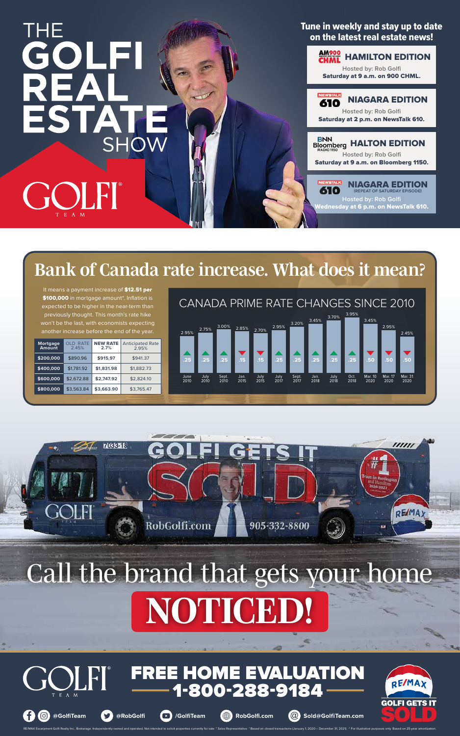# THE GOLFI REAL ESTATE SHOW

GOLFI TEAM

**Tune in weekly and stay up to date on the latest real estate news!**

AM900 CHML **HAMILTON EDITION**
Hosted by: Rob Golfi
**Saturday at 9 a.m. on 900 CHML.**

NEWSTALK 610 **NIAGARA EDITION**
Hosted by: Rob Golfi
**Saturday at 2 p.m. on NewsTalk 610.**

BNN Bloomberg RADIO 1150 **HALTON EDITION**
Hosted by: Rob Golfi
**Saturday at 9 a.m. on Bloomberg 1150.**

NEWSTALK 610 **NIAGARA EDITION** (REPEAT OF SATURDAY EPISODE)
Hosted by: Rob Golfi
**Wednesday at 6 p.m. on NewsTalk 610.**

## Bank of Canada rate increase. What does it mean?

It means a payment increase of **$12.51 per $100,000** in mortgage amount^. Inflation is expected to be higher in the near-term than previously thought. This month's rate hike won't be the last, with economists expecting another increase before the end of the year.

| Mortgage Amount | OLD RATE 2.45% | NEW RATE 2.7% | Anticipated Rate 2.95% |
|---|---|---|---|
| $200,000 | $890.96 | $915.97 | $941.37 |
| $400,000 | $1,781.92 | $1,831.98 | $1,882.73 |
| $600,000 | $2,672.88 | $2,747.92 | $2,824.10 |
| $800,000 | $3,563.84 | $3,663.90 | $3,765.47 |

CANADA PRIME RATE CHANGES SINCE 2010

2.95% .25 June 2010
2.75% .25 July 2010
3.00% .25 Sept. 2010
2.85% .15 Jan. 2015
2.70% .15 July 2015
2.95% .25 July 2017
3.20% .25 Sept. 2017
3.45% .25 Jan. 2018
3.70% .25 July 2018
3.95% .25 Oct. 2018
3.45% .50 Mar. 10 2020
2.95% .50 Mar. 17 2020
2.45% .50 Mar. 31 2020

GOLFI GETS IT SOLD

#1 Team in Burlington and Hamilton 2020-2021

RobGolfi.com 905-332-8800

# Call the brand that gets your home NOTICED!

GOLFI TEAM

## FREE HOME EVALUATION 1-800-288-9184

RE/MAX GOLFI GETS IT SOLD

@GolfiTeam | @RobGolfi | /GolfiTeam | RobGolfi.com | Sold@GolfiTeam.com

RE/MAX Escarpment Golfi Realty Inc., Brokerage. Independently owned and operated. Not intended to solicit properties currently for sale. * Sales Representative. ^ Based on closed transactions (January 1, 2020 – December 31, 2021). ^ For illustrative purposes only. Based on 25-year amortization.